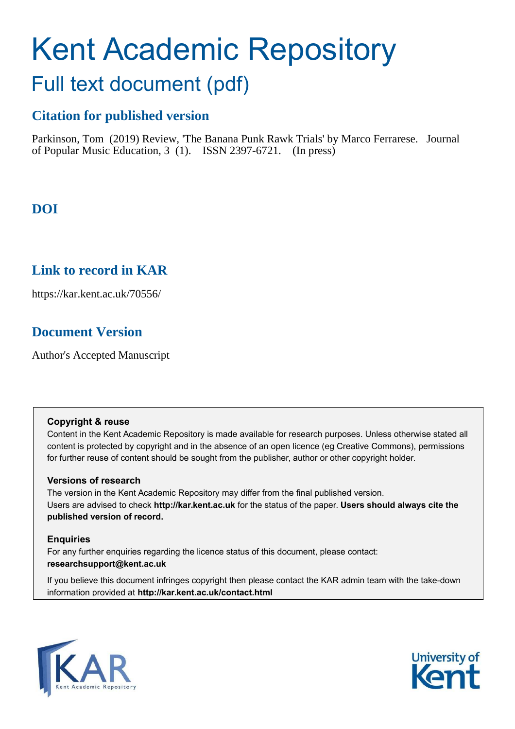# Kent Academic Repository

## Full text document (pdf)

### Citation for published version

Parkinson, Tom (2019) Review, 'The Banana Punk Rawk Trials' by Marco Ferrarese. Journal of Popular Music Education, 3 (1). ISSN 2397-6721. (In press)

### DOI

### Link to record in KAR

https://kar.kent.ac.uk/70556/

### Document Version

Author's Accepted Manuscript

**Copyright & reuse**

Content in the Kent Academic Repository is made available for research purposes. Unless otherwise stated all content is protected by copyright and in the absence of an open licence (eg Creative Commons), permissions for further reuse of content should be sought from the publisher, author or other copyright holder.

**Versions of research**

The version in the Kent Academic Repository may differ from the final published version. Users are advised to check **http://kar.kent.ac.uk** for the status of the paper. **Users should always cite the published version of record.**

**Enquiries**

For any further enquiries regarding the licence status of this document, please contact: **researchsupport@kent.ac.uk**

If you believe this document infringes copyright then please contact the KAR admin team with the take-down information provided at **http://kar.kent.ac.uk/contact.html**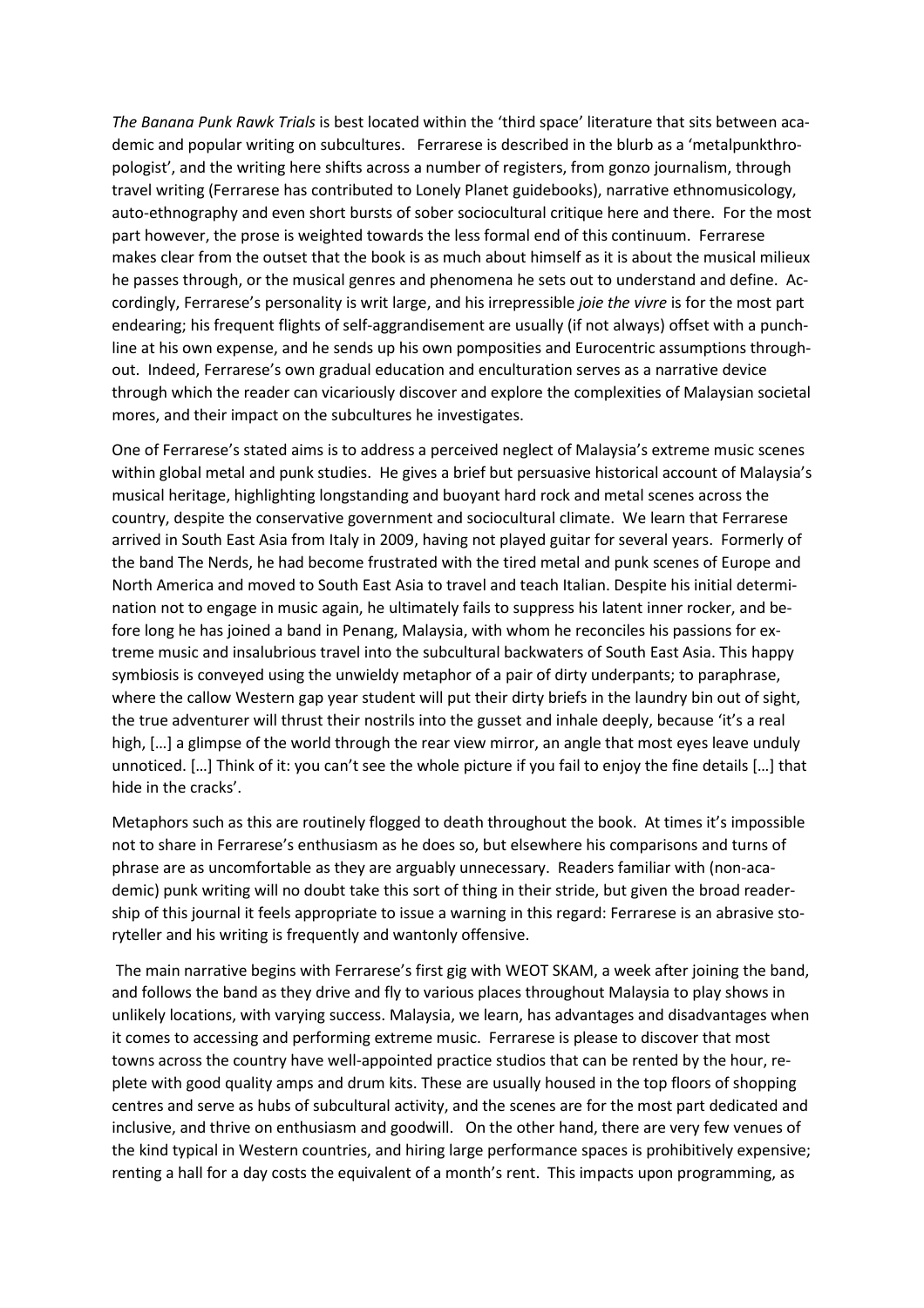*The Banana Punk Rawk Trials* is best located within the 'third space' literature that sits between academic and popular writing on subcultures. Ferrarese is described in the blurb as a 'metalpunkthropologist', and the writing here shifts across a number of registers, from gonzo journalism, through travel writing (Ferrarese has contributed to Lonely Planet guidebooks), narrative ethnomusicology, auto-ethnography and even short bursts of sober sociocultural critique here and there. For the most part however, the prose is weighted towards the less formal end of this continuum. Ferrarese makes clear from the outset that the book is as much about himself as it is about the musical milieux he passes through, or the musical genres and phenomena he sets out to understand and define. Accordingly, Ferrarese's personality is writ large, and his irrepressible *joie the vivre* is for the most part endearing; his frequent flights of self-aggrandisement are usually (if not always) offset with a punchline at his own expense, and he sends up his own pomposities and Eurocentric assumptions throughout. Indeed, Ferrarese's own gradual education and enculturation serves as a narrative device through which the reader can vicariously discover and explore the complexities of Malaysian societal mores, and their impact on the subcultures he investigates.

One of Ferrarese's stated aims is to address a perceived neglect of Malaysia's extreme music scenes within global metal and punk studies. He gives a brief but persuasive historical account of Malaysia's musical heritage, highlighting longstanding and buoyant hard rock and metal scenes across the country, despite the conservative government and sociocultural climate. We learn that Ferrarese arrived in South East Asia from Italy in 2009, having not played guitar for several years. Formerly of the band The Nerds, he had become frustrated with the tired metal and punk scenes of Europe and North America and moved to South East Asia to travel and teach Italian. Despite his initial determination not to engage in music again, he ultimately fails to suppress his latent inner rocker, and before long he has joined a band in Penang, Malaysia, with whom he reconciles his passions for extreme music and insalubrious travel into the subcultural backwaters of South East Asia. This happy symbiosis is conveyed using the unwieldy metaphor of a pair of dirty underpants; to paraphrase, where the callow Western gap year student will put their dirty briefs in the laundry bin out of sight, the true adventurer will thrust their nostrils into the gusset and inhale deeply, because 'it's a real high, […] a glimpse of the world through the rear view mirror, an angle that most eyes leave unduly unnoticed. […] Think of it: you can't see the whole picture if you fail to enjoy the fine details […] that hide in the cracks'.

Metaphors such as this are routinely flogged to death throughout the book. At times it's impossible not to share in Ferrarese's enthusiasm as he does so, but elsewhere his comparisons and turns of phrase are as uncomfortable as they are arguably unnecessary. Readers familiar with (non-academic) punk writing will no doubt take this sort of thing in their stride, but given the broad readership of this journal it feels appropriate to issue a warning in this regard: Ferrarese is an abrasive storyteller and his writing is frequently and wantonly offensive.

The main narrative begins with Ferrarese's first gig with WEOT SKAM, a week after joining the band, and follows the band as they drive and fly to various places throughout Malaysia to play shows in unlikely locations, with varying success. Malaysia, we learn, has advantages and disadvantages when it comes to accessing and performing extreme music. Ferrarese is please to discover that most towns across the country have well-appointed practice studios that can be rented by the hour, replete with good quality amps and drum kits. These are usually housed in the top floors of shopping centres and serve as hubs of subcultural activity, and the scenes are for the most part dedicated and inclusive, and thrive on enthusiasm and goodwill. On the other hand, there are very few venues of the kind typical in Western countries, and hiring large performance spaces is prohibitively expensive; renting a hall for a day costs the equivalent of a month's rent. This impacts upon programming, as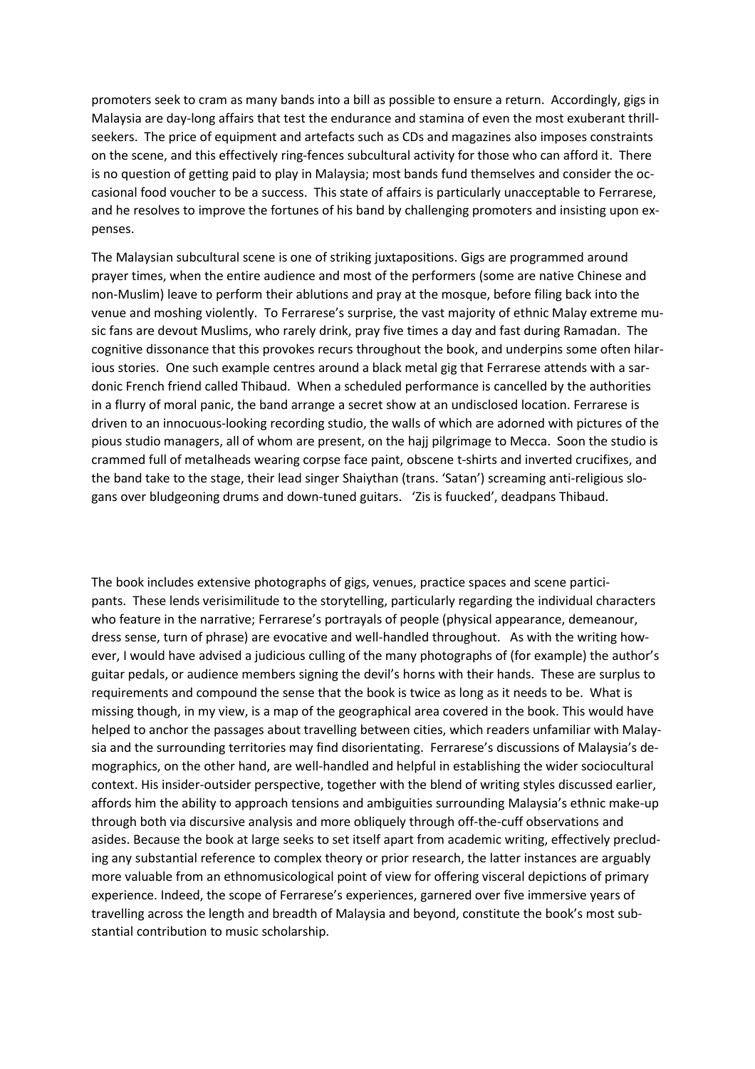promoters seek to cram as many bands into a bill as possible to ensure a return. Accordingly, gigs in Malaysia are day-long affairs that test the endurance and stamina of even the most exuberant thrill-seekers. The price of equipment and artefacts such as CDs and magazines also imposes constraints on the scene, and this effectively ring-fences subcultural activity for those who can afford it. There is no question of getting paid to play in Malaysia; most bands fund themselves and consider the occasional food voucher to be a success. This state of affairs is particularly unacceptable to Ferrarese, and he resolves to improve the fortunes of his band by challenging promoters and insisting upon expenses.

The Malaysian subcultural scene is one of striking juxtapositions. Gigs are programmed around prayer times, when the entire audience and most of the performers (some are native Chinese and non-Muslim) leave to perform their ablutions and pray at the mosque, before filing back into the venue and moshing violently. To Ferrarese's surprise, the vast majority of ethnic Malay extreme music fans are devout Muslims, who rarely drink, pray five times a day and fast during Ramadan. The cognitive dissonance that this provokes recurs throughout the book, and underpins some often hilarious stories. One such example centres around a black metal gig that Ferrarese attends with a sardonic French friend called Thibaud. When a scheduled performance is cancelled by the authorities in a flurry of moral panic, the band arrange a secret show at an undisclosed location. Ferrarese is driven to an innocuous-looking recording studio, the walls of which are adorned with pictures of the pious studio managers, all of whom are present, on the hajj pilgrimage to Mecca. Soon the studio is crammed full of metalheads wearing corpse face paint, obscene t-shirts and inverted crucifixes, and the band take to the stage, their lead singer Shaiythan (trans. 'Satan') screaming anti-religious slogans over bludgeoning drums and down-tuned guitars. 'Zis is fuucked', deadpans Thibaud.

The book includes extensive photographs of gigs, venues, practice spaces and scene participants. These lends verisimilitude to the storytelling, particularly regarding the individual characters who feature in the narrative; Ferrarese's portrayals of people (physical appearance, demeanour, dress sense, turn of phrase) are evocative and well-handled throughout. As with the writing however, I would have advised a judicious culling of the many photographs of (for example) the author's guitar pedals, or audience members signing the devil's horns with their hands. These are surplus to requirements and compound the sense that the book is twice as long as it needs to be. What is missing though, in my view, is a map of the geographical area covered in the book. This would have helped to anchor the passages about travelling between cities, which readers unfamiliar with Malaysia and the surrounding territories may find disorientating. Ferrarese's discussions of Malaysia's demographics, on the other hand, are well-handled and helpful in establishing the wider sociocultural context. His insider-outsider perspective, together with the blend of writing styles discussed earlier, affords him the ability to approach tensions and ambiguities surrounding Malaysia's ethnic make-up through both via discursive analysis and more obliquely through off-the-cuff observations and asides. Because the book at large seeks to set itself apart from academic writing, effectively precluding any substantial reference to complex theory or prior research, the latter instances are arguably more valuable from an ethnomusicological point of view for offering visceral depictions of primary experience. Indeed, the scope of Ferrarese's experiences, garnered over five immersive years of travelling across the length and breadth of Malaysia and beyond, constitute the book's most substantial contribution to music scholarship.